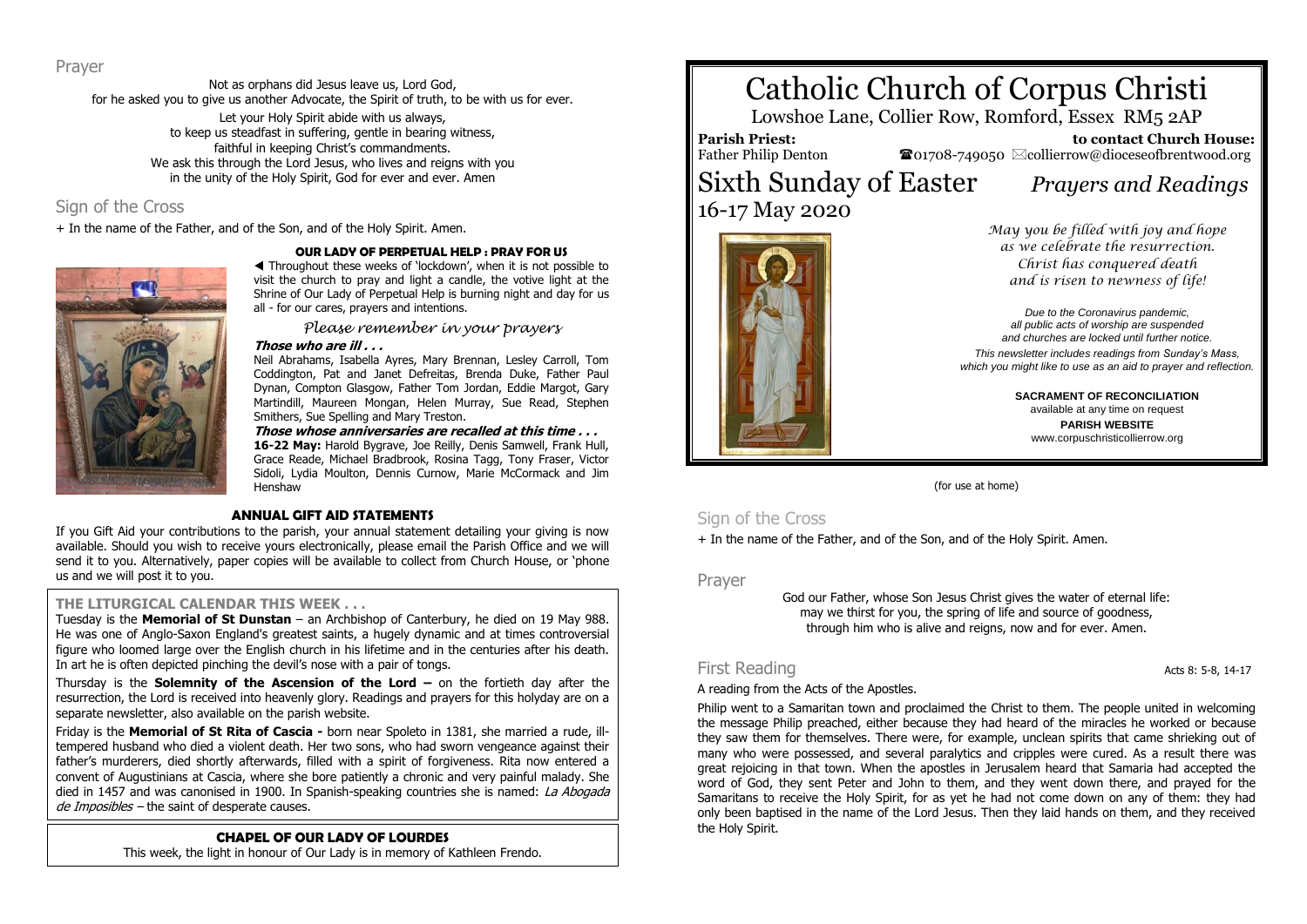# Catholic Church of Corpus Christi

Lowshoe Lane, Collier Row, Romford, Essex RM5 2AP

**Parish Priest:** Father Philip Denton

**to contact Church House:** ☎01708-749050 ✉collierrow@dioceseofbrentwood.org

## Sixth Sunday of Easter — *Prayers and Readings*

16-17 May 2020

*May you be filled with joy and hope as we celebrate the resurrection. Christ has conquered death and is risen to newness of life!*

*Due to the Coronavirus pandemic, all public acts of worship are suspended and churches are locked until further notice.*

*This newsletter includes readings from Sunday's Mass, which you might like to use as an aid to prayer and reflection.*

**SACRAMENT OF RECONCILIATION**
available at any time on request

**PARISH WEBSITE**
www.corpuschristicollierrow.org

(for use at home)

## Sign of the Cross

+ In the name of the Father, and of the Son, and of the Holy Spirit. Amen.

## Prayer

God our Father, whose Son Jesus Christ gives the water of eternal life:
may we thirst for you, the spring of life and source of goodness,
through him who is alive and reigns, now and for ever. Amen.

## First Reading

Acts 8: 5-8, 14-17

A reading from the Acts of the Apostles.

Philip went to a Samaritan town and proclaimed the Christ to them. The people united in welcoming the message Philip preached, either because they had heard of the miracles he worked or because they saw them for themselves. There were, for example, unclean spirits that came shrieking out of many who were possessed, and several paralytics and cripples were cured. As a result there was great rejoicing in that town. When the apostles in Jerusalem heard that Samaria had accepted the word of God, they sent Peter and John to them, and they went down there, and prayed for the Samaritans to receive the Holy Spirit, for as yet he had not come down on any of them: they had only been baptised in the name of the Lord Jesus. Then they laid hands on them, and they received the Holy Spirit.

## Prayer

Not as orphans did Jesus leave us, Lord God,
for he asked you to give us another Advocate, the Spirit of truth, to be with us for ever.
Let your Holy Spirit abide with us always,
to keep us steadfast in suffering, gentle in bearing witness,
faithful in keeping Christ's commandments.
We ask this through the Lord Jesus, who lives and reigns with you
in the unity of the Holy Spirit, God for ever and ever. Amen

## Sign of the Cross

+ In the name of the Father, and of the Son, and of the Holy Spirit. Amen.

### OUR LADY OF PERPETUAL HELP : PRAY FOR US

◀ Throughout these weeks of 'lockdown', when it is not possible to visit the church to pray and light a candle, the votive light at the Shrine of Our Lady of Perpetual Help is burning night and day for us all - for our cares, prayers and intentions.

*Please remember in your prayers*

***Those who are ill . . .***

Neil Abrahams, Isabella Ayres, Mary Brennan, Lesley Carroll, Tom Coddington, Pat and Janet Defreitas, Brenda Duke, Father Paul Dynan, Compton Glasgow, Father Tom Jordan, Eddie Margot, Gary Martindill, Maureen Mongan, Helen Murray, Sue Read, Stephen Smithers, Sue Spelling and Mary Treston.

***Those whose anniversaries are recalled at this time . . .***

**16-22 May:** Harold Bygrave, Joe Reilly, Denis Samwell, Frank Hull, Grace Reade, Michael Bradbrook, Rosina Tagg, Tony Fraser, Victor Sidoli, Lydia Moulton, Dennis Curnow, Marie McCormack and Jim Henshaw

### ANNUAL GIFT AID STATEMENTS

If you Gift Aid your contributions to the parish, your annual statement detailing your giving is now available. Should you wish to receive yours electronically, please email the Parish Office and we will send it to you. Alternatively, paper copies will be available to collect from Church House, or 'phone us and we will post it to you.

### THE LITURGICAL CALENDAR THIS WEEK . . .

Tuesday is the **Memorial of St Dunstan** – an Archbishop of Canterbury, he died on 19 May 988. He was one of Anglo-Saxon England's greatest saints, a hugely dynamic and at times controversial figure who loomed large over the English church in his lifetime and in the centuries after his death. In art he is often depicted pinching the devil's nose with a pair of tongs.

Thursday is the **Solemnity of the Ascension of the Lord –** on the fortieth day after the resurrection, the Lord is received into heavenly glory. Readings and prayers for this holyday are on a separate newsletter, also available on the parish website.

Friday is the **Memorial of St Rita of Cascia -** born near Spoleto in 1381, she married a rude, ill-tempered husband who died a violent death. Her two sons, who had sworn vengeance against their father's murderers, died shortly afterwards, filled with a spirit of forgiveness. Rita now entered a convent of Augustinians at Cascia, where she bore patiently a chronic and very painful malady. She died in 1457 and was canonised in 1900. In Spanish-speaking countries she is named: *La Abogada de Imposibles* – the saint of desperate causes.

### CHAPEL OF OUR LADY OF LOURDES

This week, the light in honour of Our Lady is in memory of Kathleen Frendo.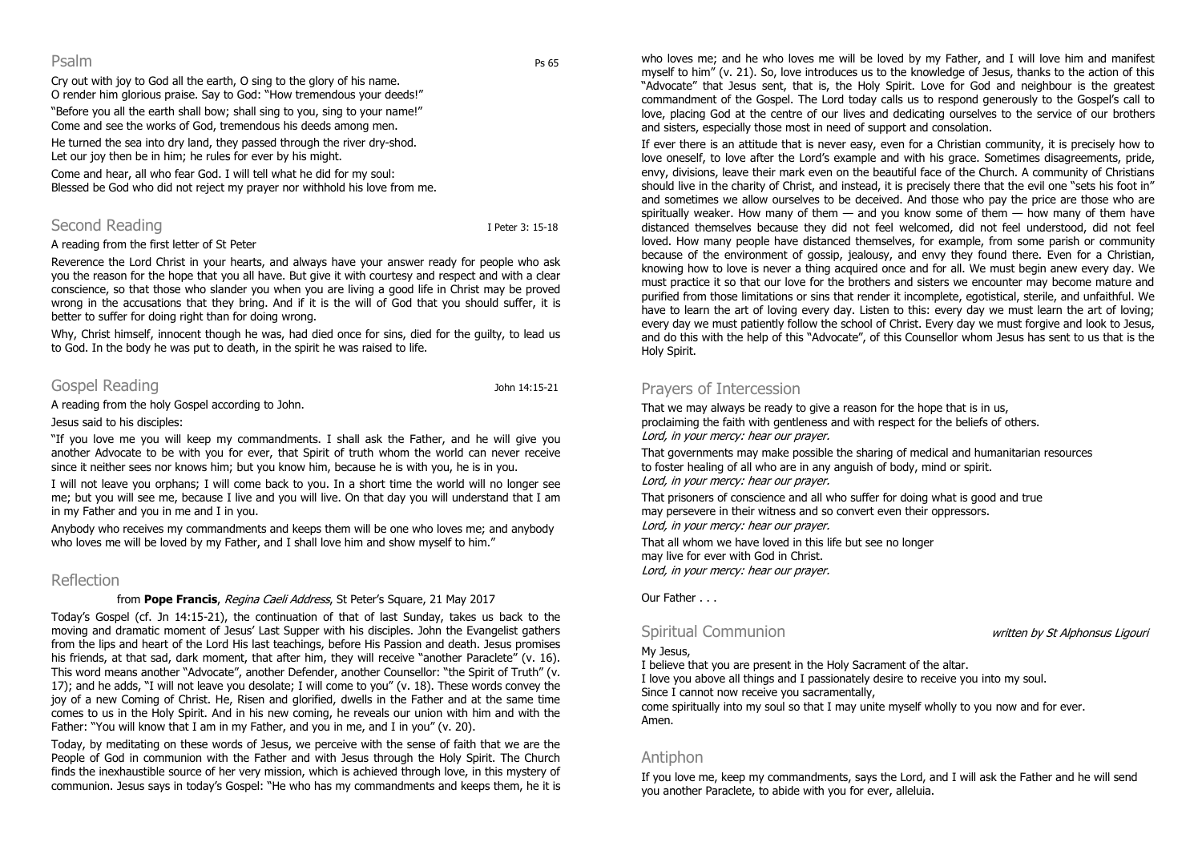## Psalm

Ps 65

Cry out with joy to God all the earth, O sing to the glory of his name.
O render him glorious praise. Say to God: "How tremendous your deeds!"

"Before you all the earth shall bow; shall sing to you, sing to your name!"
Come and see the works of God, tremendous his deeds among men.

He turned the sea into dry land, they passed through the river dry-shod.
Let our joy then be in him; he rules for ever by his might.

Come and hear, all who fear God. I will tell what he did for my soul:
Blessed be God who did not reject my prayer nor withhold his love from me.

## Second Reading

I Peter 3: 15-18

A reading from the first letter of St Peter

Reverence the Lord Christ in your hearts, and always have your answer ready for people who ask you the reason for the hope that you all have. But give it with courtesy and respect and with a clear conscience, so that those who slander you when you are living a good life in Christ may be proved wrong in the accusations that they bring. And if it is the will of God that you should suffer, it is better to suffer for doing right than for doing wrong.

Why, Christ himself, innocent though he was, had died once for sins, died for the guilty, to lead us to God. In the body he was put to death, in the spirit he was raised to life.

## Gospel Reading

John 14:15-21

A reading from the holy Gospel according to John.

Jesus said to his disciples:

"If you love me you will keep my commandments. I shall ask the Father, and he will give you another Advocate to be with you for ever, that Spirit of truth whom the world can never receive since it neither sees nor knows him; but you know him, because he is with you, he is in you.

I will not leave you orphans; I will come back to you. In a short time the world will no longer see me; but you will see me, because I live and you will live. On that day you will understand that I am in my Father and you in me and I in you.

Anybody who receives my commandments and keeps them will be one who loves me; and anybody who loves me will be loved by my Father, and I shall love him and show myself to him."

## Reflection

from **Pope Francis**, *Regina Caeli Address*, St Peter's Square, 21 May 2017

Today's Gospel (cf. Jn 14:15-21), the continuation of that of last Sunday, takes us back to the moving and dramatic moment of Jesus' Last Supper with his disciples. John the Evangelist gathers from the lips and heart of the Lord His last teachings, before His Passion and death. Jesus promises his friends, at that sad, dark moment, that after him, they will receive "another Paraclete" (v. 16). This word means another "Advocate", another Defender, another Counsellor: "the Spirit of Truth" (v. 17); and he adds, "I will not leave you desolate; I will come to you" (v. 18). These words convey the joy of a new Coming of Christ. He, Risen and glorified, dwells in the Father and at the same time comes to us in the Holy Spirit. And in his new coming, he reveals our union with him and with the Father: "You will know that I am in my Father, and you in me, and I in you" (v. 20).

Today, by meditating on these words of Jesus, we perceive with the sense of faith that we are the People of God in communion with the Father and with Jesus through the Holy Spirit. The Church finds the inexhaustible source of her very mission, which is achieved through love, in this mystery of communion. Jesus says in today's Gospel: "He who has my commandments and keeps them, he it is who loves me; and he who loves me will be loved by my Father, and I will love him and manifest myself to him" (v. 21). So, love introduces us to the knowledge of Jesus, thanks to the action of this "Advocate" that Jesus sent, that is, the Holy Spirit. Love for God and neighbour is the greatest commandment of the Gospel. The Lord today calls us to respond generously to the Gospel's call to love, placing God at the centre of our lives and dedicating ourselves to the service of our brothers and sisters, especially those most in need of support and consolation.

If ever there is an attitude that is never easy, even for a Christian community, it is precisely how to love oneself, to love after the Lord's example and with his grace. Sometimes disagreements, pride, envy, divisions, leave their mark even on the beautiful face of the Church. A community of Christians should live in the charity of Christ, and instead, it is precisely there that the evil one "sets his foot in" and sometimes we allow ourselves to be deceived. And those who pay the price are those who are spiritually weaker. How many of them — and you know some of them — how many of them have distanced themselves because they did not feel welcomed, did not feel understood, did not feel loved. How many people have distanced themselves, for example, from some parish or community because of the environment of gossip, jealousy, and envy they found there. Even for a Christian, knowing how to love is never a thing acquired once and for all. We must begin anew every day. We must practice it so that our love for the brothers and sisters we encounter may become mature and purified from those limitations or sins that render it incomplete, egotistical, sterile, and unfaithful. We have to learn the art of loving every day. Listen to this: every day we must learn the art of loving; every day we must patiently follow the school of Christ. Every day we must forgive and look to Jesus, and do this with the help of this "Advocate", of this Counsellor whom Jesus has sent to us that is the Holy Spirit.

## Prayers of Intercession

That we may always be ready to give a reason for the hope that is in us,
proclaiming the faith with gentleness and with respect for the beliefs of others.
*Lord, in your mercy: hear our prayer.*

That governments may make possible the sharing of medical and humanitarian resources
to foster healing of all who are in any anguish of body, mind or spirit.
*Lord, in your mercy: hear our prayer.*

That prisoners of conscience and all who suffer for doing what is good and true
may persevere in their witness and so convert even their oppressors.
*Lord, in your mercy: hear our prayer.*

That all whom we have loved in this life but see no longer
may live for ever with God in Christ.
*Lord, in your mercy: hear our prayer.*

Our Father . . .

## Spiritual Communion

*written by St Alphonsus Ligouri*

My Jesus,
I believe that you are present in the Holy Sacrament of the altar.
I love you above all things and I passionately desire to receive you into my soul.
Since I cannot now receive you sacramentally,
come spiritually into my soul so that I may unite myself wholly to you now and for ever.
Amen.

## Antiphon

If you love me, keep my commandments, says the Lord, and I will ask the Father and he will send you another Paraclete, to abide with you for ever, alleluia.